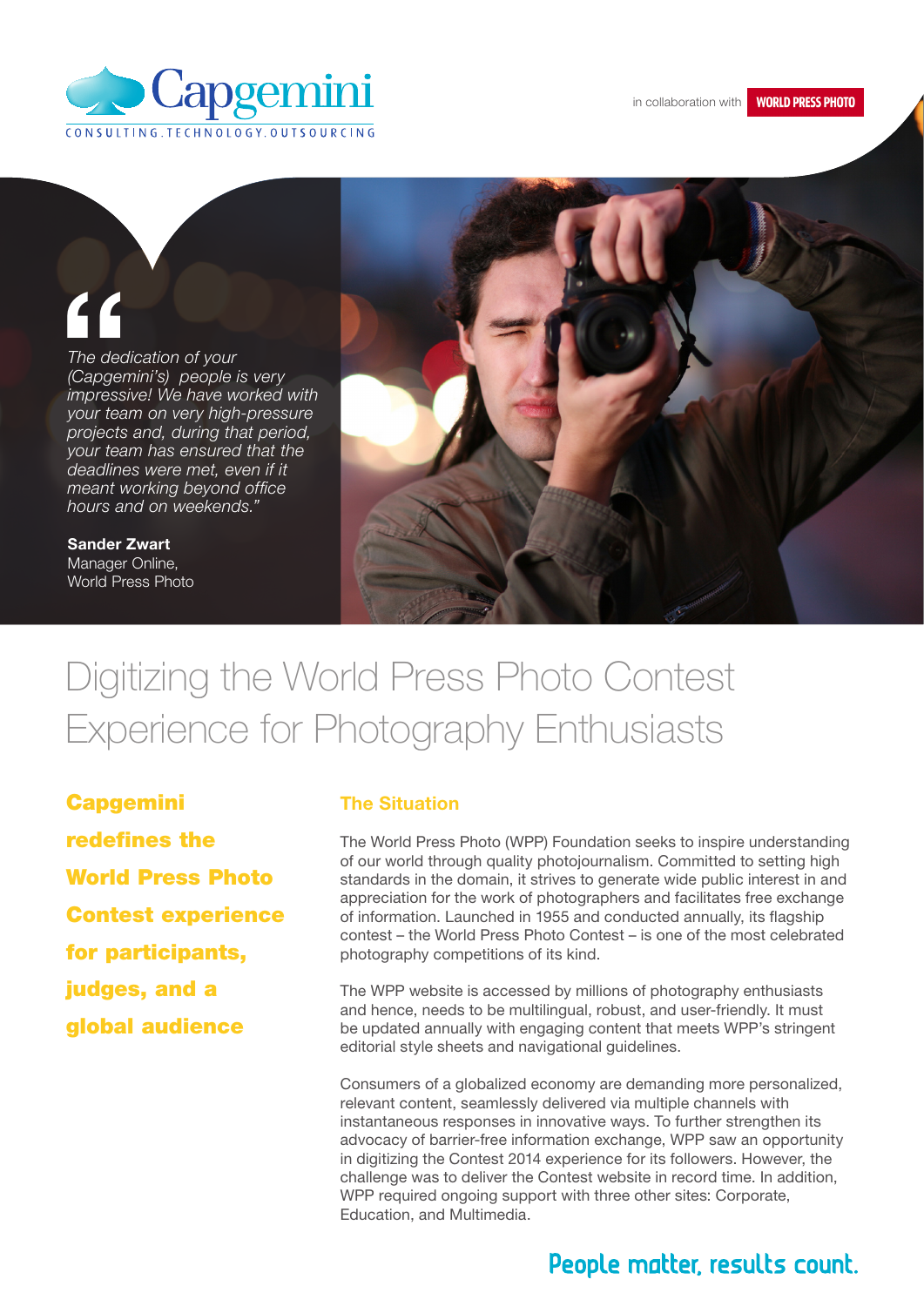Capgemini

CONSULTING.TECHNOLOGY.OUTSOURCING

in collaboration with WORLD PRESS PHOTO

*"The dedication of your (Capgemini's) people is very impressive! We have worked with your team on very high-pressure projects and, during that period, your team has ensured that the deadlines were met, even if it meant working beyond office hours and on weekends."*

**Sander Zwart**
Manager Online,
World Press Photo

# Digitizing the World Press Photo Contest Experience for Photography Enthusiasts

**Capgemini redefines the World Press Photo Contest experience for participants, judges, and a global audience**

## The Situation

The World Press Photo (WPP) Foundation seeks to inspire understanding of our world through quality photojournalism. Committed to setting high standards in the domain, it strives to generate wide public interest in and appreciation for the work of photographers and facilitates free exchange of information. Launched in 1955 and conducted annually, its flagship contest – the World Press Photo Contest – is one of the most celebrated photography competitions of its kind.

The WPP website is accessed by millions of photography enthusiasts and hence, needs to be multilingual, robust, and user-friendly. It must be updated annually with engaging content that meets WPP's stringent editorial style sheets and navigational guidelines.

Consumers of a globalized economy are demanding more personalized, relevant content, seamlessly delivered via multiple channels with instantaneous responses in innovative ways. To further strengthen its advocacy of barrier-free information exchange, WPP saw an opportunity in digitizing the Contest 2014 experience for its followers. However, the challenge was to deliver the Contest website in record time. In addition, WPP required ongoing support with three other sites: Corporate, Education, and Multimedia.

People matter, results count.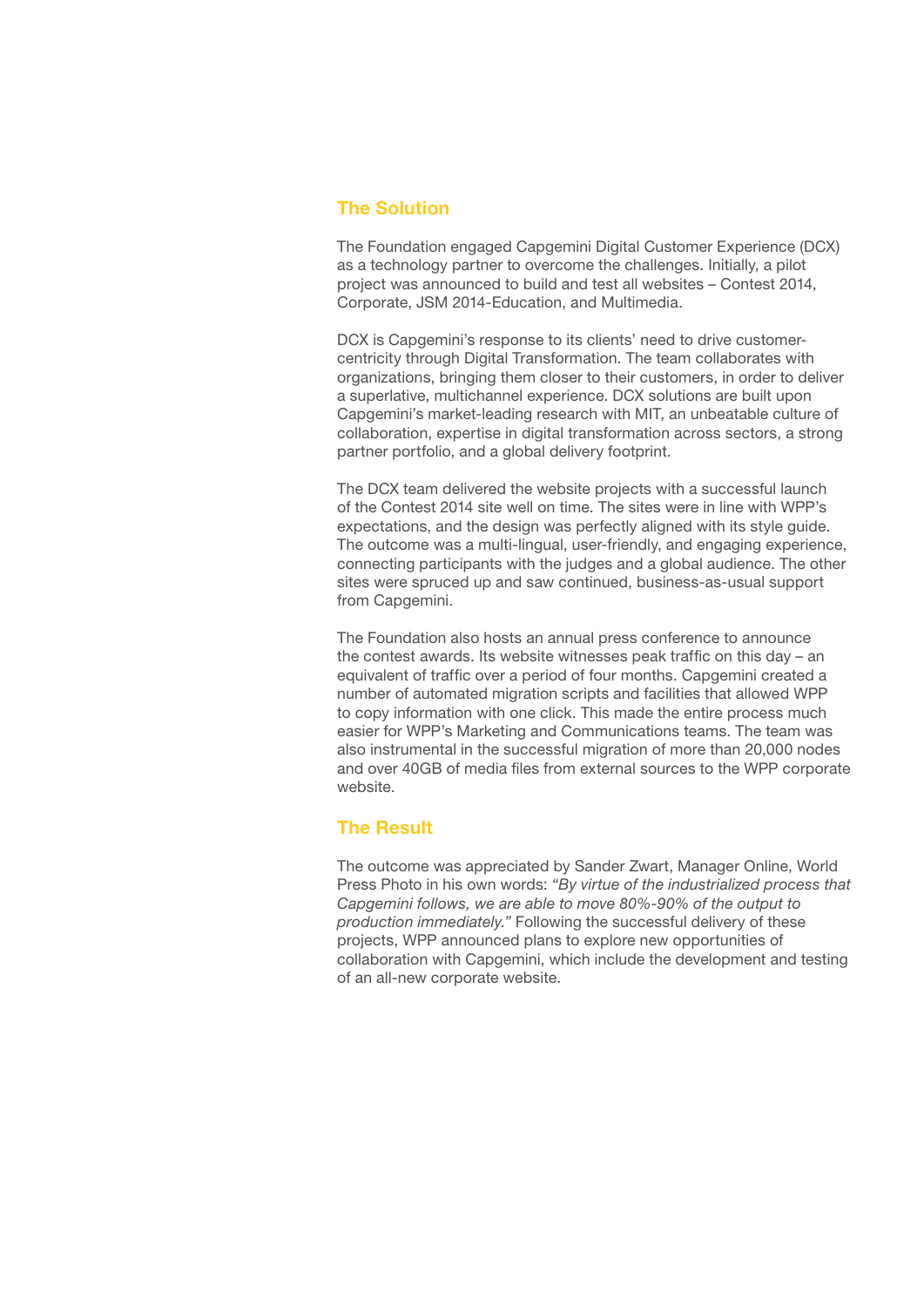## The Solution

The Foundation engaged Capgemini Digital Customer Experience (DCX) as a technology partner to overcome the challenges. Initially, a pilot project was announced to build and test all websites – Contest 2014, Corporate, JSM 2014-Education, and Multimedia.

DCX is Capgemini's response to its clients' need to drive customer-centricity through Digital Transformation. The team collaborates with organizations, bringing them closer to their customers, in order to deliver a superlative, multichannel experience. DCX solutions are built upon Capgemini's market-leading research with MIT, an unbeatable culture of collaboration, expertise in digital transformation across sectors, a strong partner portfolio, and a global delivery footprint.

The DCX team delivered the website projects with a successful launch of the Contest 2014 site well on time. The sites were in line with WPP's expectations, and the design was perfectly aligned with its style guide. The outcome was a multi-lingual, user-friendly, and engaging experience, connecting participants with the judges and a global audience. The other sites were spruced up and saw continued, business-as-usual support from Capgemini.

The Foundation also hosts an annual press conference to announce the contest awards. Its website witnesses peak traffic on this day – an equivalent of traffic over a period of four months. Capgemini created a number of automated migration scripts and facilities that allowed WPP to copy information with one click. This made the entire process much easier for WPP's Marketing and Communications teams. The team was also instrumental in the successful migration of more than 20,000 nodes and over 40GB of media files from external sources to the WPP corporate website.

## The Result

The outcome was appreciated by Sander Zwart, Manager Online, World Press Photo in his own words: *"By virtue of the industrialized process that Capgemini follows, we are able to move 80%-90% of the output to production immediately."* Following the successful delivery of these projects, WPP announced plans to explore new opportunities of collaboration with Capgemini, which include the development and testing of an all-new corporate website.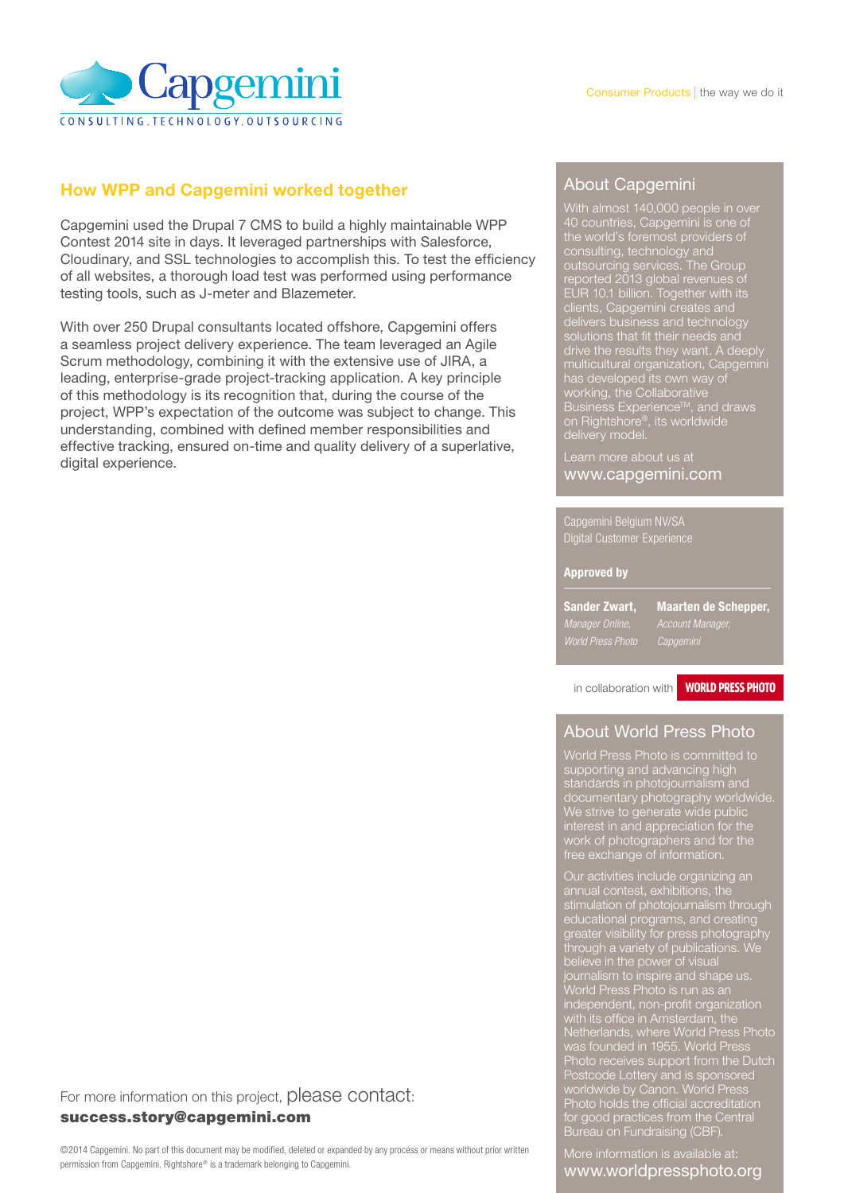## How WPP and Capgemini worked together

Capgemini used the Drupal 7 CMS to build a highly maintainable WPP Contest 2014 site in days. It leveraged partnerships with Salesforce, Cloudinary, and SSL technologies to accomplish this. To test the efficiency of all websites, a thorough load test was performed using performance testing tools, such as J-meter and Blazemeter.

With over 250 Drupal consultants located offshore, Capgemini offers a seamless project delivery experience. The team leveraged an Agile Scrum methodology, combining it with the extensive use of JIRA, a leading, enterprise-grade project-tracking application. A key principle of this methodology is its recognition that, during the course of the project, WPP's expectation of the outcome was subject to change. This understanding, combined with defined member responsibilities and effective tracking, ensured on-time and quality delivery of a superlative, digital experience.

For more information on this project, please contact:
**success.story@capgemini.com**

©2014 Capgemini. No part of this document may be modified, deleted or expanded by any process or means without prior written permission from Capgemini. Rightshore® is a trademark belonging to Capgemini.

## About Capgemini

With almost 140,000 people in over 40 countries, Capgemini is one of the world's foremost providers of consulting, technology and outsourcing services. The Group reported 2013 global revenues of EUR 10.1 billion. Together with its clients, Capgemini creates and delivers business and technology solutions that fit their needs and drive the results they want. A deeply multicultural organization, Capgemini has developed its own way of working, the Collaborative Business Experience™, and draws on Rightshore®, its worldwide delivery model.

Learn more about us at
www.capgemini.com

Capgemini Belgium NV/SA
Digital Customer Experience

**Approved by**

**Sander Zwart,**
*Manager Online, World Press Photo*

**Maarten de Schepper,**
*Account Manager, Capgemini*

in collaboration with **WORLD PRESS PHOTO**

## About World Press Photo

World Press Photo is committed to supporting and advancing high standards in photojournalism and documentary photography worldwide. We strive to generate wide public interest in and appreciation for the work of photographers and for the free exchange of information.

Our activities include organizing an annual contest, exhibitions, the stimulation of photojournalism through educational programs, and creating greater visibility for press photography through a variety of publications. We believe in the power of visual journalism to inspire and shape us. World Press Photo is run as an independent, non-profit organization with its office in Amsterdam, the Netherlands, where World Press Photo was founded in 1955. World Press Photo receives support from the Dutch Postcode Lottery and is sponsored worldwide by Canon. World Press Photo holds the official accreditation for good practices from the Central Bureau on Fundraising (CBF).

More information is available at:
www.worldpressphoto.org